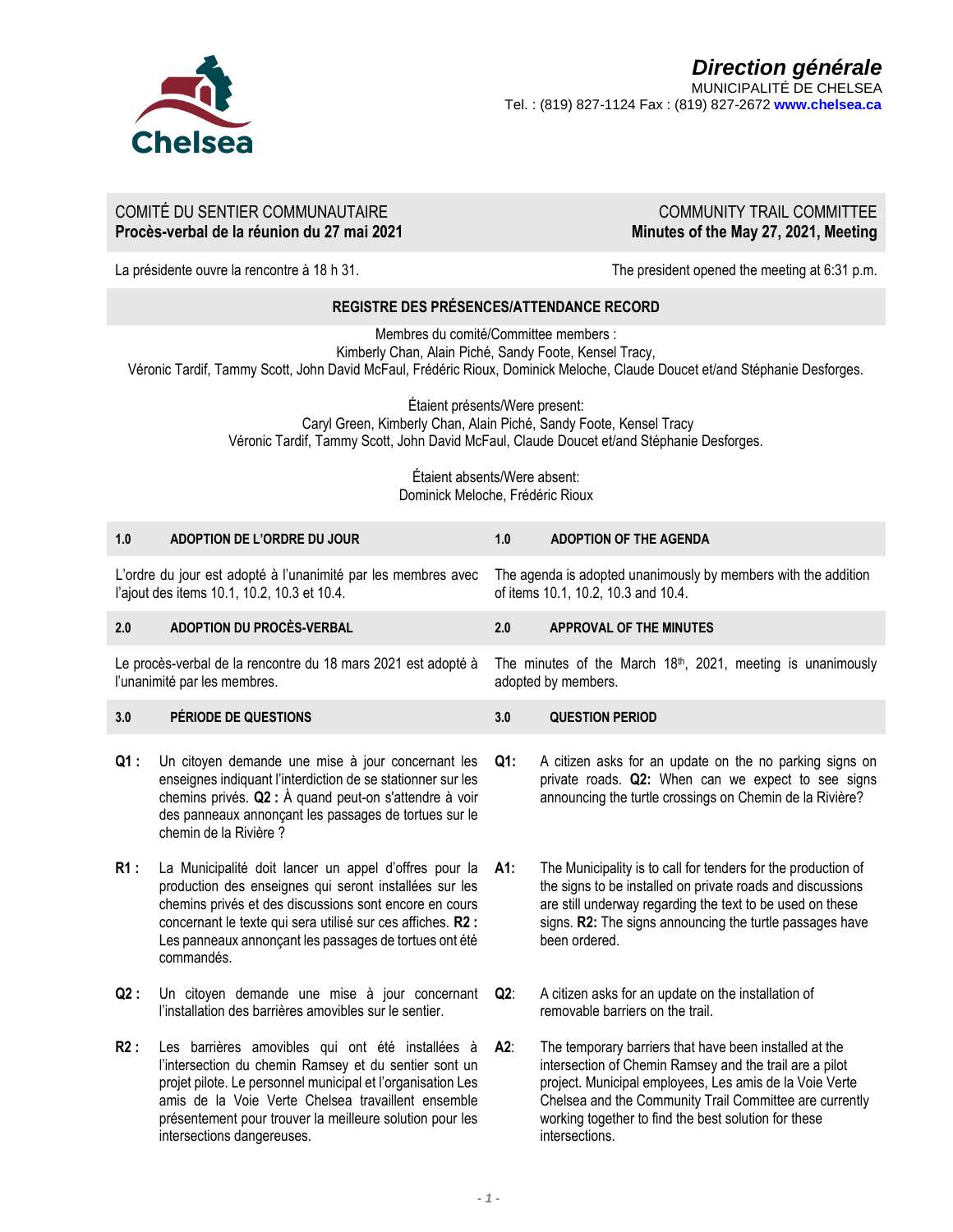**Direction générale**
MUNICIPALITÉ DE CHELSEA
Tel. : (819) 827-1124 Fax : (819) 827-2672 www.chelsea.ca

## COMITÉ DU SENTIER COMMUNAUTAIRE / COMMUNITY TRAIL COMMITTEE

**Procès-verbal de la réunion du 27 mai 2021** / **Minutes of the May 27, 2021, Meeting**

La présidente ouvre la rencontre à 18 h 31.

The president opened the meeting at 6:31 p.m.

### REGISTRE DES PRÉSENCES/ATTENDANCE RECORD

Membres du comité/Committee members :
Kimberly Chan, Alain Piché, Sandy Foote, Kensel Tracy,
Véronic Tardif, Tammy Scott, John David McFaul, Frédéric Rioux, Dominick Meloche, Claude Doucet et/and Stéphanie Desforges.

Étaient présents/Were present:
Caryl Green, Kimberly Chan, Alain Piché, Sandy Foote, Kensel Tracy
Véronic Tardif, Tammy Scott, John David McFaul, Claude Doucet et/and Stéphanie Desforges.

Étaient absents/Were absent:
Dominick Meloche, Frédéric Rioux

### 1.0 ADOPTION DE L'ORDRE DU JOUR / ADOPTION OF THE AGENDA

L'ordre du jour est adopté à l'unanimité par les membres avec l'ajout des items 10.1, 10.2, 10.3 et 10.4.

The agenda is adopted unanimously by members with the addition of items 10.1, 10.2, 10.3 and 10.4.

### 2.0 ADOPTION DU PROCÈS-VERBAL / APPROVAL OF THE MINUTES

Le procès-verbal de la rencontre du 18 mars 2021 est adopté à l'unanimité par les membres.

The minutes of the March 18th, 2021, meeting is unanimously adopted by members.

### 3.0 PÉRIODE DE QUESTIONS / QUESTION PERIOD

**Q1 :** Un citoyen demande une mise à jour concernant les enseignes indiquant l'interdiction de se stationner sur les chemins privés. **Q2 :** À quand peut-on s'attendre à voir des panneaux annonçant les passages de tortues sur le chemin de la Rivière ?

**Q1:** A citizen asks for an update on the no parking signs on private roads. **Q2:** When can we expect to see signs announcing the turtle crossings on Chemin de la Rivière?

**R1 :** La Municipalité doit lancer un appel d'offres pour la production des enseignes qui seront installées sur les chemins privés et des discussions sont encore en cours concernant le texte qui sera utilisé sur ces affiches. **R2 :** Les panneaux annonçant les passages de tortues ont été commandés.

**A1:** The Municipality is to call for tenders for the production of the signs to be installed on private roads and discussions are still underway regarding the text to be used on these signs. **R2:** The signs announcing the turtle passages have been ordered.

**Q2 :** Un citoyen demande une mise à jour concernant l'installation des barrières amovibles sur le sentier.

**Q2**: A citizen asks for an update on the installation of removable barriers on the trail.

**R2 :** Les barrières amovibles qui ont été installées à l'intersection du chemin Ramsey et du sentier sont un projet pilote. Le personnel municipal et l'organisation Les amis de la Voie Verte Chelsea travaillent ensemble présentement pour trouver la meilleure solution pour les intersections dangereuses.

**A2**: The temporary barriers that have been installed at the intersection of Chemin Ramsey and the trail are a pilot project. Municipal employees, Les amis de la Voie Verte Chelsea and the Community Trail Committee are currently working together to find the best solution for these intersections.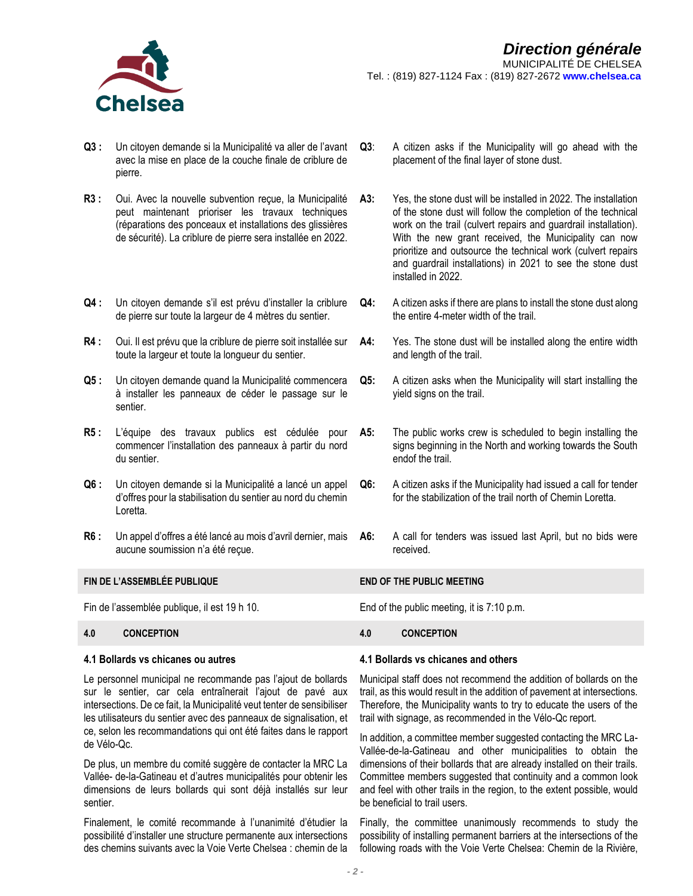**Q3 :** Un citoyen demande si la Municipalité va aller de l'avant avec la mise en place de la couche finale de criblure de pierre.

**R3 :** Oui. Avec la nouvelle subvention reçue, la Municipalité peut maintenant prioriser les travaux techniques (réparations des ponceaux et installations des glissières de sécurité). La criblure de pierre sera installée en 2022.

**Q4 :** Un citoyen demande s'il est prévu d'installer la criblure de pierre sur toute la largeur de 4 mètres du sentier.

**R4 :** Oui. Il est prévu que la criblure de pierre soit installée sur toute la largeur et toute la longueur du sentier.

**Q5 :** Un citoyen demande quand la Municipalité commencera à installer les panneaux de céder le passage sur le sentier.

**R5 :** L'équipe des travaux publics est cédulée pour commencer l'installation des panneaux à partir du nord du sentier.

**Q6 :** Un citoyen demande si la Municipalité a lancé un appel d'offres pour la stabilisation du sentier au nord du chemin Loretta.

**R6 :** Un appel d'offres a été lancé au mois d'avril dernier, mais aucune soumission n'a été reçue.

**Q3**: A citizen asks if the Municipality will go ahead with the placement of the final layer of stone dust.

**A3:** Yes, the stone dust will be installed in 2022. The installation of the stone dust will follow the completion of the technical work on the trail (culvert repairs and guardrail installation). With the new grant received, the Municipality can now prioritize and outsource the technical work (culvert repairs and guardrail installations) in 2021 to see the stone dust installed in 2022.

**Q4:** A citizen asks if there are plans to install the stone dust along the entire 4-meter width of the trail.

**A4:** Yes. The stone dust will be installed along the entire width and length of the trail.

**Q5:** A citizen asks when the Municipality will start installing the yield signs on the trail.

**A5:** The public works crew is scheduled to begin installing the signs beginning in the North and working towards the South endof the trail.

**Q6:** A citizen asks if the Municipality had issued a call for tender for the stabilization of the trail north of Chemin Loretta.

**A6:** A call for tenders was issued last April, but no bids were received.

## FIN DE L'ASSEMBLÉE PUBLIQUE

Fin de l'assemblée publique, il est 19 h 10.

## END OF THE PUBLIC MEETING

End of the public meeting, it is 7:10 p.m.

## 4.0 CONCEPTION

### 4.1 Bollards vs chicanes ou autres

Le personnel municipal ne recommande pas l'ajout de bollards sur le sentier, car cela entraînerait l'ajout de pavé aux intersections. De ce fait, la Municipalité veut tenter de sensibiliser les utilisateurs du sentier avec des panneaux de signalisation, et ce, selon les recommandations qui ont été faites dans le rapport de Vélo-Qc.

De plus, un membre du comité suggère de contacter la MRC La Vallée- de-la-Gatineau et d'autres municipalités pour obtenir les dimensions de leurs bollards qui sont déjà installés sur leur sentier.

Finalement, le comité recommande à l'unanimité d'étudier la possibilité d'installer une structure permanente aux intersections des chemins suivants avec la Voie Verte Chelsea : chemin de la

## 4.0 CONCEPTION

### 4.1 Bollards vs chicanes and others

Municipal staff does not recommend the addition of bollards on the trail, as this would result in the addition of pavement at intersections. Therefore, the Municipality wants to try to educate the users of the trail with signage, as recommended in the Vélo-Qc report.

In addition, a committee member suggested contacting the MRC La-Vallée-de-la-Gatineau and other municipalities to obtain the dimensions of their bollards that are already installed on their trails. Committee members suggested that continuity and a common look and feel with other trails in the region, to the extent possible, would be beneficial to trail users.

Finally, the committee unanimously recommends to study the possibility of installing permanent barriers at the intersections of the following roads with the Voie Verte Chelsea: Chemin de la Rivière,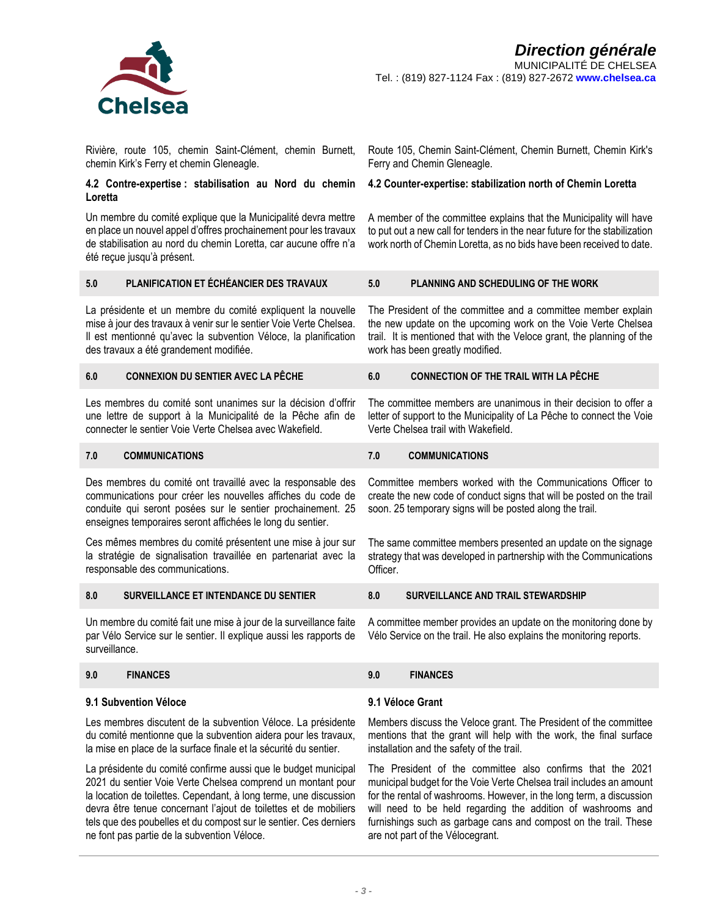Rivière, route 105, chemin Saint-Clément, chemin Burnett, chemin Kirk's Ferry et chemin Gleneagle.

Route 105, Chemin Saint-Clément, Chemin Burnett, Chemin Kirk's Ferry and Chemin Gleneagle.

**4.2 Contre-expertise : stabilisation au Nord du chemin Loretta**

**4.2 Counter-expertise: stabilization north of Chemin Loretta**

Un membre du comité explique que la Municipalité devra mettre en place un nouvel appel d'offres prochainement pour les travaux de stabilisation au nord du chemin Loretta, car aucune offre n'a été reçue jusqu'à présent.

A member of the committee explains that the Municipality will have to put out a new call for tenders in the near future for the stabilization work north of Chemin Loretta, as no bids have been received to date.

## 5.0 PLANIFICATION ET ÉCHÉANCIER DES TRAVAUX

## 5.0 PLANNING AND SCHEDULING OF THE WORK

La présidente et un membre du comité expliquent la nouvelle mise à jour des travaux à venir sur le sentier Voie Verte Chelsea. Il est mentionné qu'avec la subvention Véloce, la planification des travaux a été grandement modifiée.

The President of the committee and a committee member explain the new update on the upcoming work on the Voie Verte Chelsea trail. It is mentioned that with the Veloce grant, the planning of the work has been greatly modified.

## 6.0 CONNEXION DU SENTIER AVEC LA PÊCHE

## 6.0 CONNECTION OF THE TRAIL WITH LA PÊCHE

Les membres du comité sont unanimes sur la décision d'offrir une lettre de support à la Municipalité de la Pêche afin de connecter le sentier Voie Verte Chelsea avec Wakefield.

The committee members are unanimous in their decision to offer a letter of support to the Municipality of La Pêche to connect the Voie Verte Chelsea trail with Wakefield.

## 7.0 COMMUNICATIONS

## 7.0 COMMUNICATIONS

Des membres du comité ont travaillé avec la responsable des communications pour créer les nouvelles affiches du code de conduite qui seront posées sur le sentier prochainement. 25 enseignes temporaires seront affichées le long du sentier.

Committee members worked with the Communications Officer to create the new code of conduct signs that will be posted on the trail soon. 25 temporary signs will be posted along the trail.

Ces mêmes membres du comité présentent une mise à jour sur la stratégie de signalisation travaillée en partenariat avec la responsable des communications.

The same committee members presented an update on the signage strategy that was developed in partnership with the Communications Officer.

## 8.0 SURVEILLANCE ET INTENDANCE DU SENTIER

## 8.0 SURVEILLANCE AND TRAIL STEWARDSHIP

Un membre du comité fait une mise à jour de la surveillance faite par Vélo Service sur le sentier. Il explique aussi les rapports de surveillance.

A committee member provides an update on the monitoring done by Vélo Service on the trail. He also explains the monitoring reports.

## 9.0 FINANCES

## 9.0 FINANCES

**9.1 Subvention Véloce**

**9.1 Véloce Grant**

Les membres discutent de la subvention Véloce. La présidente du comité mentionne que la subvention aidera pour les travaux, la mise en place de la surface finale et la sécurité du sentier.

Members discuss the Veloce grant. The President of the committee mentions that the grant will help with the work, the final surface installation and the safety of the trail.

La présidente du comité confirme aussi que le budget municipal 2021 du sentier Voie Verte Chelsea comprend un montant pour la location de toilettes. Cependant, à long terme, une discussion devra être tenue concernant l'ajout de toilettes et de mobiliers tels que des poubelles et du compost sur le sentier. Ces derniers ne font pas partie de la subvention Véloce.

The President of the committee also confirms that the 2021 municipal budget for the Voie Verte Chelsea trail includes an amount for the rental of washrooms. However, in the long term, a discussion will need to be held regarding the addition of washrooms and furnishings such as garbage cans and compost on the trail. These are not part of the Vélocegrant.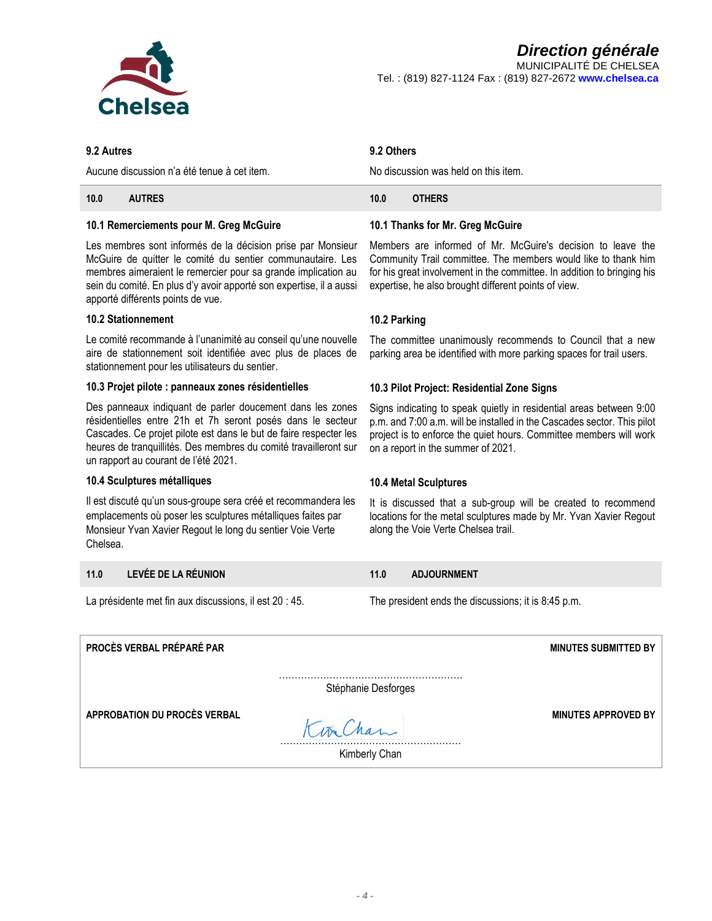### 9.2 Autres

Aucune discussion n'a été tenue à cet item.

### 9.2 Others

No discussion was held on this item.

## 10.0 AUTRES

## 10.0 OTHERS

### 10.1 Remerciements pour M. Greg McGuire

Les membres sont informés de la décision prise par Monsieur McGuire de quitter le comité du sentier communautaire. Les membres aimeraient le remercier pour sa grande implication au sein du comité. En plus d'y avoir apporté son expertise, il a aussi apporté différents points de vue.

### 10.1 Thanks for Mr. Greg McGuire

Members are informed of Mr. McGuire's decision to leave the Community Trail committee. The members would like to thank him for his great involvement in the committee. In addition to bringing his expertise, he also brought different points of view.

### 10.2 Stationnement

Le comité recommande à l'unanimité au conseil qu'une nouvelle aire de stationnement soit identifiée avec plus de places de stationnement pour les utilisateurs du sentier.

### 10.2 Parking

The committee unanimously recommends to Council that a new parking area be identified with more parking spaces for trail users.

### 10.3 Projet pilote : panneaux zones résidentielles

Des panneaux indiquant de parler doucement dans les zones résidentielles entre 21h et 7h seront posés dans le secteur Cascades. Ce projet pilote est dans le but de faire respecter les heures de tranquillités. Des membres du comité travailleront sur un rapport au courant de l'été 2021.

### 10.3 Pilot Project: Residential Zone Signs

Signs indicating to speak quietly in residential areas between 9:00 p.m. and 7:00 a.m. will be installed in the Cascades sector. This pilot project is to enforce the quiet hours. Committee members will work on a report in the summer of 2021.

### 10.4 Sculptures métalliques

Il est discuté qu'un sous-groupe sera créé et recommandera les emplacements où poser les sculptures métalliques faites par Monsieur Yvan Xavier Regout le long du sentier Voie Verte Chelsea.

### 10.4 Metal Sculptures

It is discussed that a sub-group will be created to recommend locations for the metal sculptures made by Mr. Yvan Xavier Regout along the Voie Verte Chelsea trail.

## 11.0 LEVÉE DE LA RÉUNION

La présidente met fin aux discussions, il est 20 : 45.

## 11.0 ADJOURNMENT

The president ends the discussions; it is 8:45 p.m.

**PROCÈS VERBAL PRÉPARÉ PAR** / **MINUTES SUBMITTED BY**

........................................................
Stéphanie Desforges

**APPROBATION DU PROCÈS VERBAL** / **MINUTES APPROVED BY**

Kim Chan
........................................................
Kimberly Chan